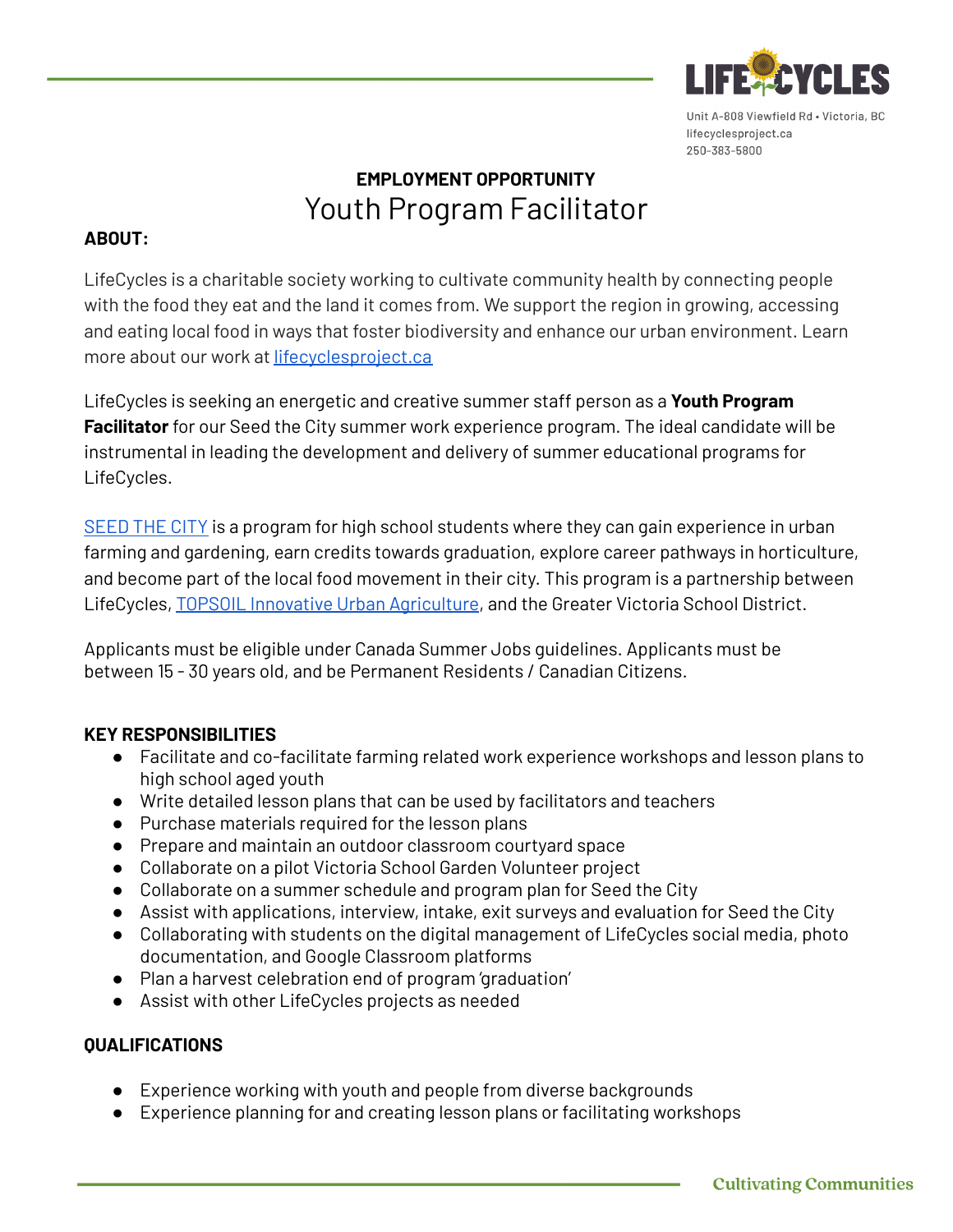Unit A-808 Viewfield Rd • Victoria, BC
lifecyclesproject.ca
250-383-5800

**EMPLOYMENT OPPORTUNITY**

# Youth Program Facilitator

**ABOUT:**

LifeCycles is a charitable society working to cultivate community health by connecting people with the food they eat and the land it comes from. We support the region in growing, accessing and eating local food in ways that foster biodiversity and enhance our urban environment. Learn more about our work at [lifecyclesproject.ca](lifecyclesproject.ca)

LifeCycles is seeking an energetic and creative summer staff person as a **Youth Program Facilitator** for our Seed the City summer work experience program. The ideal candidate will be instrumental in leading the development and delivery of summer educational programs for LifeCycles.

SEED THE CITY is a program for high school students where they can gain experience in urban farming and gardening, earn credits towards graduation, explore career pathways in horticulture, and become part of the local food movement in their city. This program is a partnership between LifeCycles, TOPSOIL Innovative Urban Agriculture, and the Greater Victoria School District.

Applicants must be eligible under Canada Summer Jobs guidelines. Applicants must be between 15 - 30 years old, and be Permanent Residents / Canadian Citizens.

**KEY RESPONSIBILITIES**

- Facilitate and co-facilitate farming related work experience workshops and lesson plans to high school aged youth
- Write detailed lesson plans that can be used by facilitators and teachers
- Purchase materials required for the lesson plans
- Prepare and maintain an outdoor classroom courtyard space
- Collaborate on a pilot Victoria School Garden Volunteer project
- Collaborate on a summer schedule and program plan for Seed the City
- Assist with applications, interview, intake, exit surveys and evaluation for Seed the City
- Collaborating with students on the digital management of LifeCycles social media, photo documentation, and Google Classroom platforms
- Plan a harvest celebration end of program 'graduation'
- Assist with other LifeCycles projects as needed

**QUALIFICATIONS**

- Experience working with youth and people from diverse backgrounds
- Experience planning for and creating lesson plans or facilitating workshops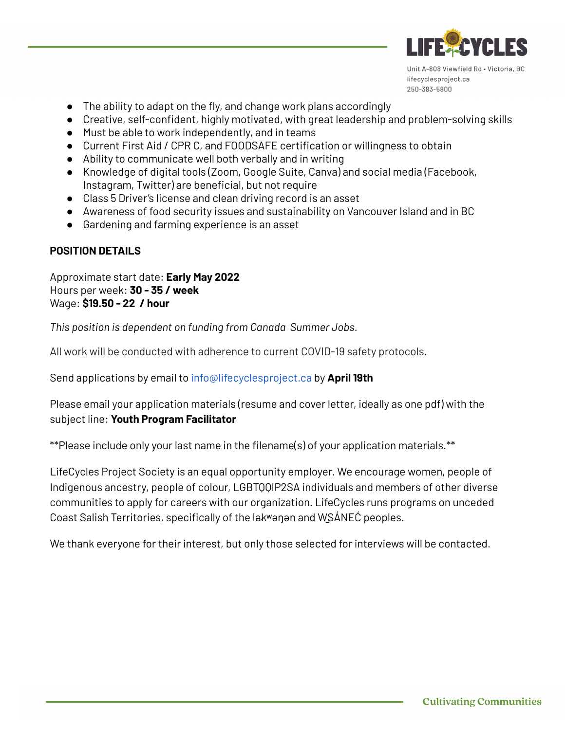- The ability to adapt on the fly, and change work plans accordingly
- Creative, self-confident, highly motivated, with great leadership and problem-solving skills
- Must be able to work independently, and in teams
- Current First Aid / CPR C, and FOODSAFE certification or willingness to obtain
- Ability to communicate well both verbally and in writing
- Knowledge of digital tools (Zoom, Google Suite, Canva) and social media (Facebook, Instagram, Twitter) are beneficial, but not require
- Class 5 Driver's license and clean driving record is an asset
- Awareness of food security issues and sustainability on Vancouver Island and in BC
- Gardening and farming experience is an asset

**POSITION DETAILS**

Approximate start date: **Early May 2022**
Hours per week: **30 - 35 / week**
Wage: **$19.50 - 22 / hour**

*This position is dependent on funding from Canada Summer Jobs.*

All work will be conducted with adherence to current COVID-19 safety protocols.

Send applications by email to info@lifecyclesproject.ca by **April 19th**

Please email your application materials (resume and cover letter, ideally as one pdf) with the subject line: **Youth Program Facilitator**

**Please include only your last name in the filename(s) of your application materials.**

LifeCycles Project Society is an equal opportunity employer. We encourage women, people of Indigenous ancestry, people of colour, LGBTQQIP2SA individuals and members of other diverse communities to apply for careers with our organization. LifeCycles runs programs on unceded Coast Salish Territories, specifically of the lək̓ʷəŋən and W̱SÁNEĆ peoples.

We thank everyone for their interest, but only those selected for interviews will be contacted.